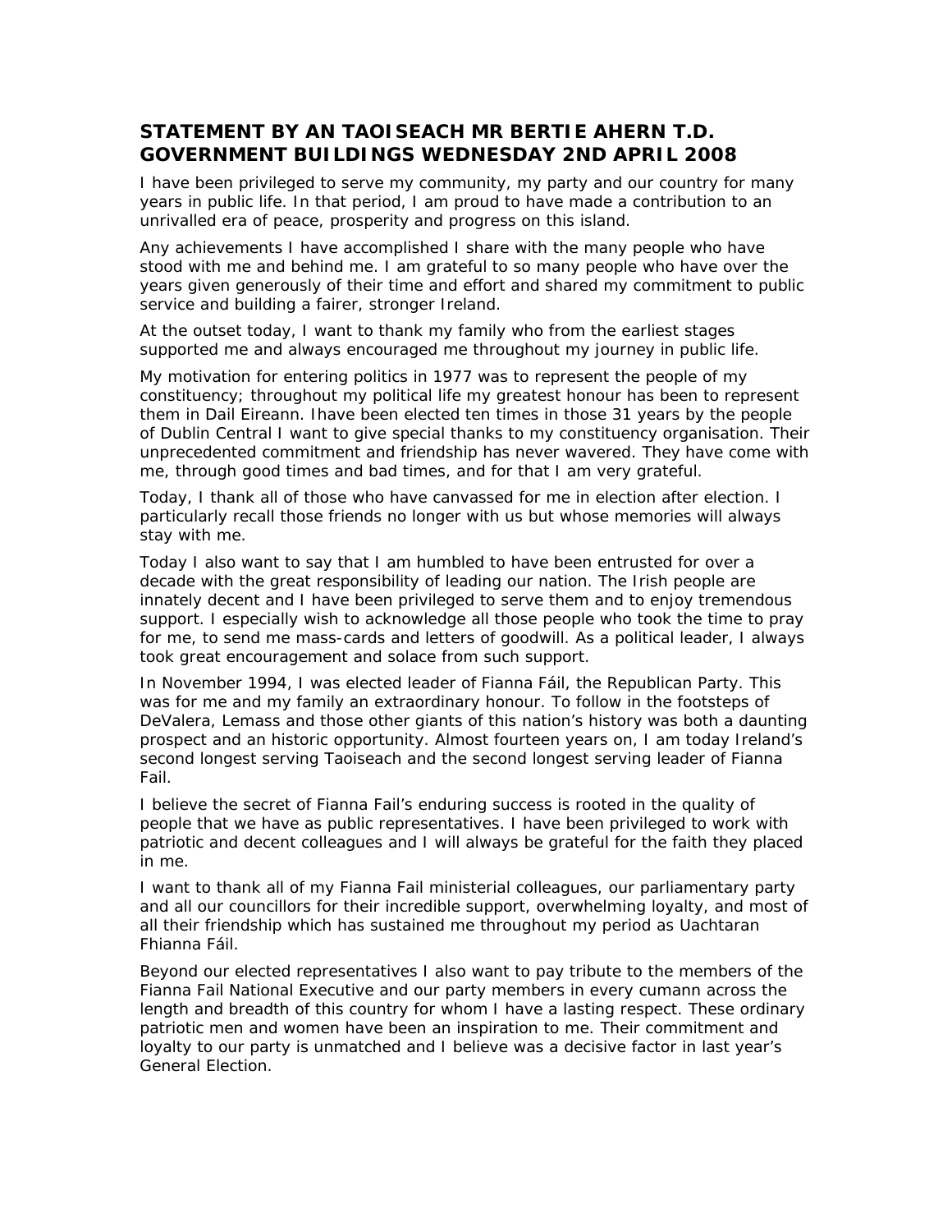## STATEMENT BY AN TAOISEACH MR BERTIE AHERN T.D. GOVERNMENT BUILDINGS WEDNESDAY 2ND APRIL 2008

I have been privileged to serve my community, my party and our country for many years in public life. In that period, I am proud to have made a contribution to an unrivalled era of peace, prosperity and progress on this island.

Any achievements I have accomplished I share with the many people who have stood with me and behind me. I am grateful to so many people who have over the years given generously of their time and effort and shared my commitment to public service and building a fairer, stronger Ireland.

At the outset today, I want to thank my family who from the earliest stages supported me and always encouraged me throughout my journey in public life.

My motivation for entering politics in 1977 was to represent the people of my constituency; throughout my political life my greatest honour has been to represent them in Dail Eireann. Ihave been elected ten times in those 31 years by the people of Dublin Central I want to give special thanks to my constituency organisation. Their unprecedented commitment and friendship has never wavered. They have come with me, through good times and bad times, and for that I am very grateful.

Today, I thank all of those who have canvassed for me in election after election. I particularly recall those friends no longer with us but whose memories will always stay with me.

Today I also want to say that I am humbled to have been entrusted for over a decade with the great responsibility of leading our nation. The Irish people are innately decent and I have been privileged to serve them and to enjoy tremendous support. I especially wish to acknowledge all those people who took the time to pray for me, to send me mass-cards and letters of goodwill. As a political leader, I always took great encouragement and solace from such support.

In November 1994, I was elected leader of Fianna Fáil, the Republican Party. This was for me and my family an extraordinary honour. To follow in the footsteps of DeValera, Lemass and those other giants of this nation's history was both a daunting prospect and an historic opportunity. Almost fourteen years on, I am today Ireland's second longest serving Taoiseach and the second longest serving leader of Fianna Fail.

I believe the secret of Fianna Fail's enduring success is rooted in the quality of people that we have as public representatives. I have been privileged to work with patriotic and decent colleagues and I will always be grateful for the faith they placed in me.

I want to thank all of my Fianna Fail ministerial colleagues, our parliamentary party and all our councillors for their incredible support, overwhelming loyalty, and most of all their friendship which has sustained me throughout my period as Uachtaran Fhianna Fáil.

Beyond our elected representatives I also want to pay tribute to the members of the Fianna Fail National Executive and our party members in every cumann across the length and breadth of this country for whom I have a lasting respect. These ordinary patriotic men and women have been an inspiration to me. Their commitment and loyalty to our party is unmatched and I believe was a decisive factor in last year's General Election.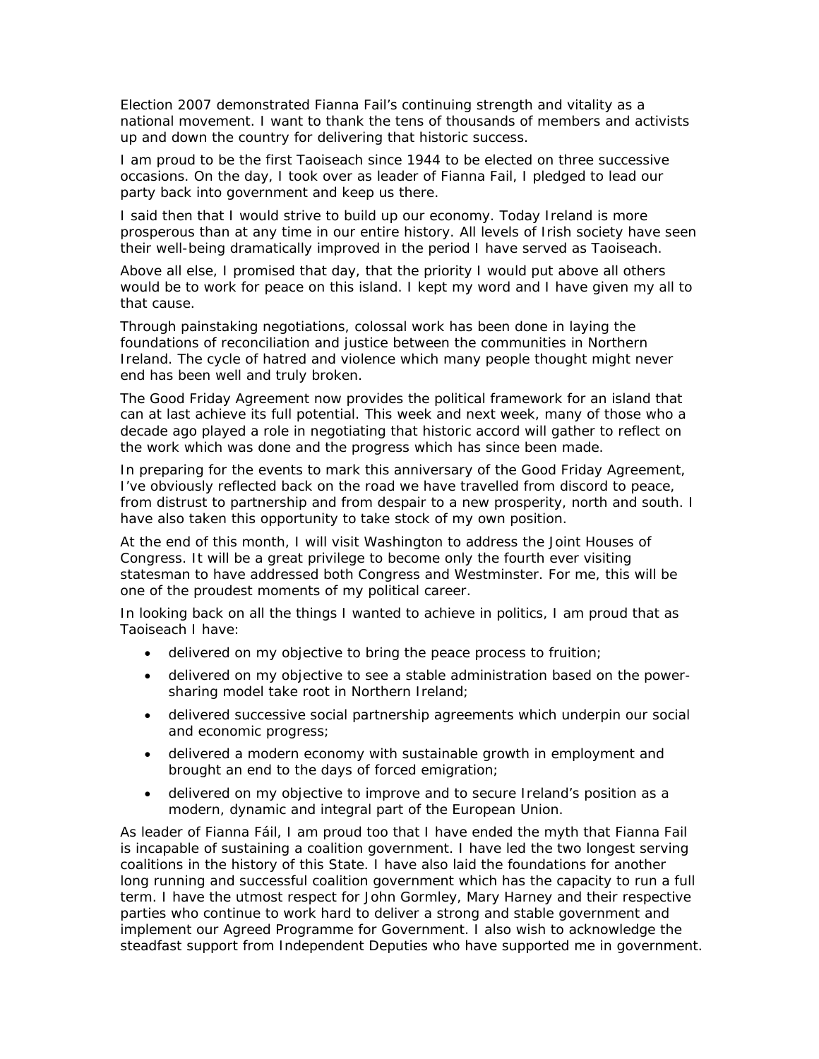Election 2007 demonstrated Fianna Fail's continuing strength and vitality as a national movement. I want to thank the tens of thousands of members and activists up and down the country for delivering that historic success.

I am proud to be the first Taoiseach since 1944 to be elected on three successive occasions. On the day, I took over as leader of Fianna Fail, I pledged to lead our party back into government and keep us there.

I said then that I would strive to build up our economy. Today Ireland is more prosperous than at any time in our entire history. All levels of Irish society have seen their well-being dramatically improved in the period I have served as Taoiseach.

Above all else, I promised that day, that the priority I would put above all others would be to work for peace on this island. I kept my word and I have given my all to that cause.

Through painstaking negotiations, colossal work has been done in laying the foundations of reconciliation and justice between the communities in Northern Ireland. The cycle of hatred and violence which many people thought might never end has been well and truly broken.

The Good Friday Agreement now provides the political framework for an island that can at last achieve its full potential. This week and next week, many of those who a decade ago played a role in negotiating that historic accord will gather to reflect on the work which was done and the progress which has since been made.

In preparing for the events to mark this anniversary of the Good Friday Agreement, I've obviously reflected back on the road we have travelled from discord to peace, from distrust to partnership and from despair to a new prosperity, north and south. I have also taken this opportunity to take stock of my own position.

At the end of this month, I will visit Washington to address the Joint Houses of Congress. It will be a great privilege to become only the fourth ever visiting statesman to have addressed both Congress and Westminster. For me, this will be one of the proudest moments of my political career.

In looking back on all the things I wanted to achieve in politics, I am proud that as Taoiseach I have:

- delivered on my objective to bring the peace process to fruition;
- delivered on my objective to see a stable administration based on the power-sharing model take root in Northern Ireland;
- delivered successive social partnership agreements which underpin our social and economic progress;
- delivered a modern economy with sustainable growth in employment and brought an end to the days of forced emigration;
- delivered on my objective to improve and to secure Ireland's position as a modern, dynamic and integral part of the European Union.

As leader of Fianna Fáil, I am proud too that I have ended the myth that Fianna Fail is incapable of sustaining a coalition government. I have led the two longest serving coalitions in the history of this State. I have also laid the foundations for another long running and successful coalition government which has the capacity to run a full term. I have the utmost respect for John Gormley, Mary Harney and their respective parties who continue to work hard to deliver a strong and stable government and implement our Agreed Programme for Government. I also wish to acknowledge the steadfast support from Independent Deputies who have supported me in government.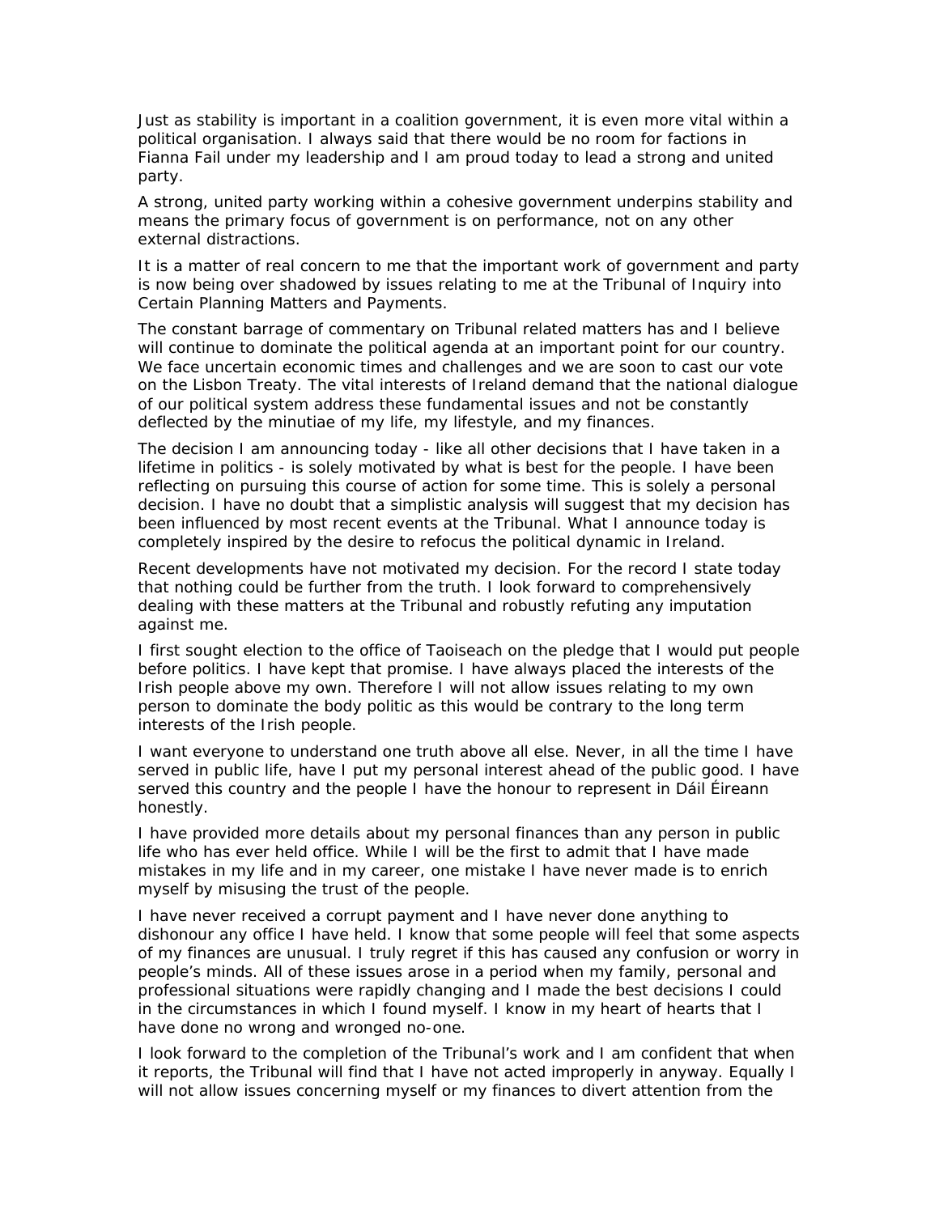Just as stability is important in a coalition government, it is even more vital within a political organisation. I always said that there would be no room for factions in Fianna Fail under my leadership and I am proud today to lead a strong and united party.

A strong, united party working within a cohesive government underpins stability and means the primary focus of government is on performance, not on any other external distractions.

It is a matter of real concern to me that the important work of government and party is now being over shadowed by issues relating to me at the Tribunal of Inquiry into Certain Planning Matters and Payments.

The constant barrage of commentary on Tribunal related matters has and I believe will continue to dominate the political agenda at an important point for our country. We face uncertain economic times and challenges and we are soon to cast our vote on the Lisbon Treaty. The vital interests of Ireland demand that the national dialogue of our political system address these fundamental issues and not be constantly deflected by the minutiae of my life, my lifestyle, and my finances.

The decision I am announcing today - like all other decisions that I have taken in a lifetime in politics - is solely motivated by what is best for the people. I have been reflecting on pursuing this course of action for some time. This is solely a personal decision. I have no doubt that a simplistic analysis will suggest that my decision has been influenced by most recent events at the Tribunal. What I announce today is completely inspired by the desire to refocus the political dynamic in Ireland.

Recent developments have not motivated my decision. For the record I state today that nothing could be further from the truth. I look forward to comprehensively dealing with these matters at the Tribunal and robustly refuting any imputation against me.

I first sought election to the office of Taoiseach on the pledge that I would put people before politics. I have kept that promise. I have always placed the interests of the Irish people above my own. Therefore I will not allow issues relating to my own person to dominate the body politic as this would be contrary to the long term interests of the Irish people.

I want everyone to understand one truth above all else. Never, in all the time I have served in public life, have I put my personal interest ahead of the public good. I have served this country and the people I have the honour to represent in Dáil Éireann honestly.

I have provided more details about my personal finances than any person in public life who has ever held office. While I will be the first to admit that I have made mistakes in my life and in my career, one mistake I have never made is to enrich myself by misusing the trust of the people.

I have never received a corrupt payment and I have never done anything to dishonour any office I have held. I know that some people will feel that some aspects of my finances are unusual. I truly regret if this has caused any confusion or worry in people's minds. All of these issues arose in a period when my family, personal and professional situations were rapidly changing and I made the best decisions I could in the circumstances in which I found myself. I know in my heart of hearts that I have done no wrong and wronged no-one.

I look forward to the completion of the Tribunal's work and I am confident that when it reports, the Tribunal will find that I have not acted improperly in anyway. Equally I will not allow issues concerning myself or my finances to divert attention from the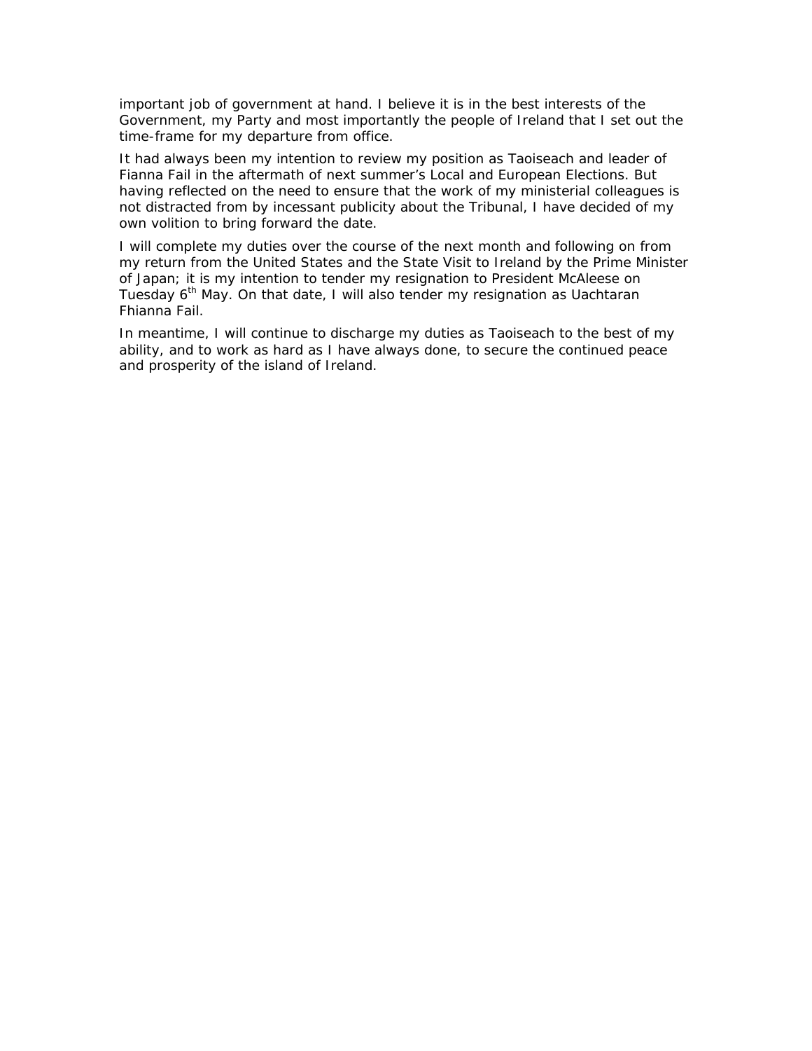important job of government at hand. I believe it is in the best interests of the Government, my Party and most importantly the people of Ireland that I set out the time-frame for my departure from office.

It had always been my intention to review my position as Taoiseach and leader of Fianna Fail in the aftermath of next summer's Local and European Elections. But having reflected on the need to ensure that the work of my ministerial colleagues is not distracted from by incessant publicity about the Tribunal, I have decided of my own volition to bring forward the date.

I will complete my duties over the course of the next month and following on from my return from the United States and the State Visit to Ireland by the Prime Minister of Japan; it is my intention to tender my resignation to President McAleese on Tuesday 6th May. On that date, I will also tender my resignation as Uachtaran Fhianna Fail.

In meantime, I will continue to discharge my duties as Taoiseach to the best of my ability, and to work as hard as I have always done, to secure the continued peace and prosperity of the island of Ireland.